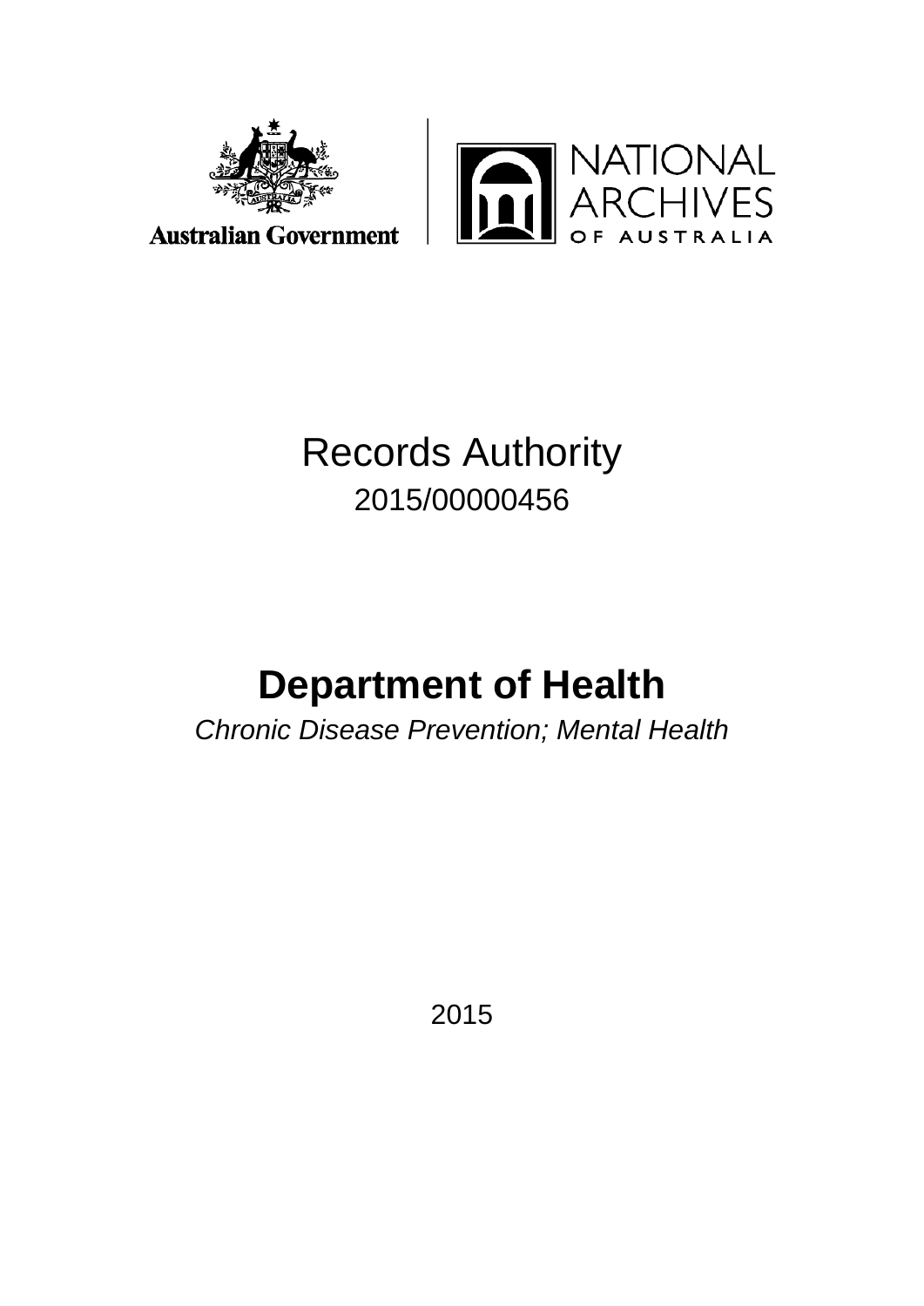Australian Government

NATIONAL ARCHIVES OF AUSTRALIA

# Records Authority

2015/00000456

# Department of Health

*Chronic Disease Prevention; Mental Health*

2015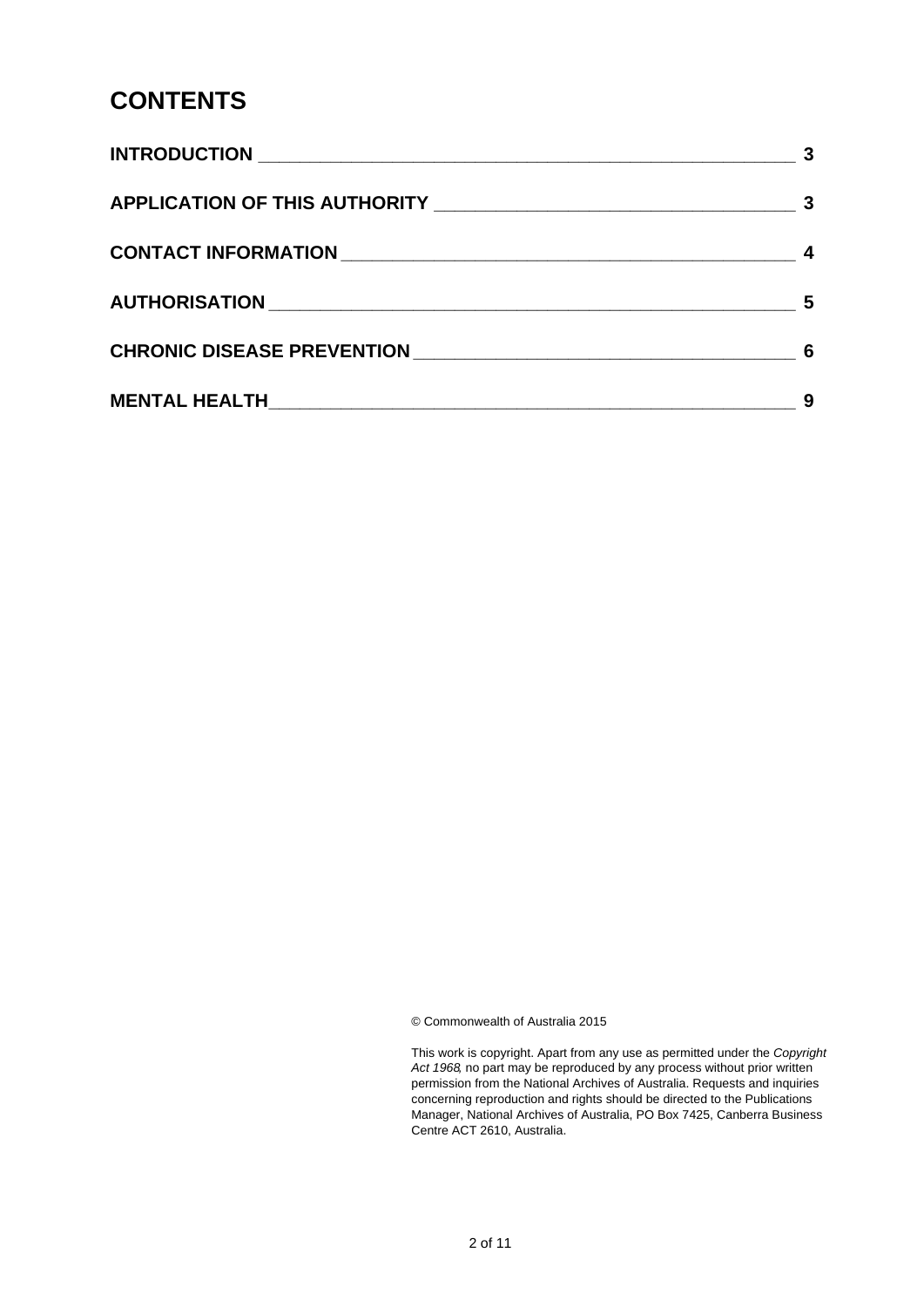# CONTENTS

| | |
|---|---|
| **INTRODUCTION** | **3** |
| **APPLICATION OF THIS AUTHORITY** | **3** |
| **CONTACT INFORMATION** | **4** |
| **AUTHORISATION** | **5** |
| **CHRONIC DISEASE PREVENTION** | **6** |
| **MENTAL HEALTH** | **9** |

© Commonwealth of Australia 2015

This work is copyright. Apart from any use as permitted under the *Copyright Act 1968*, no part may be reproduced by any process without prior written permission from the National Archives of Australia. Requests and inquiries concerning reproduction and rights should be directed to the Publications Manager, National Archives of Australia, PO Box 7425, Canberra Business Centre ACT 2610, Australia.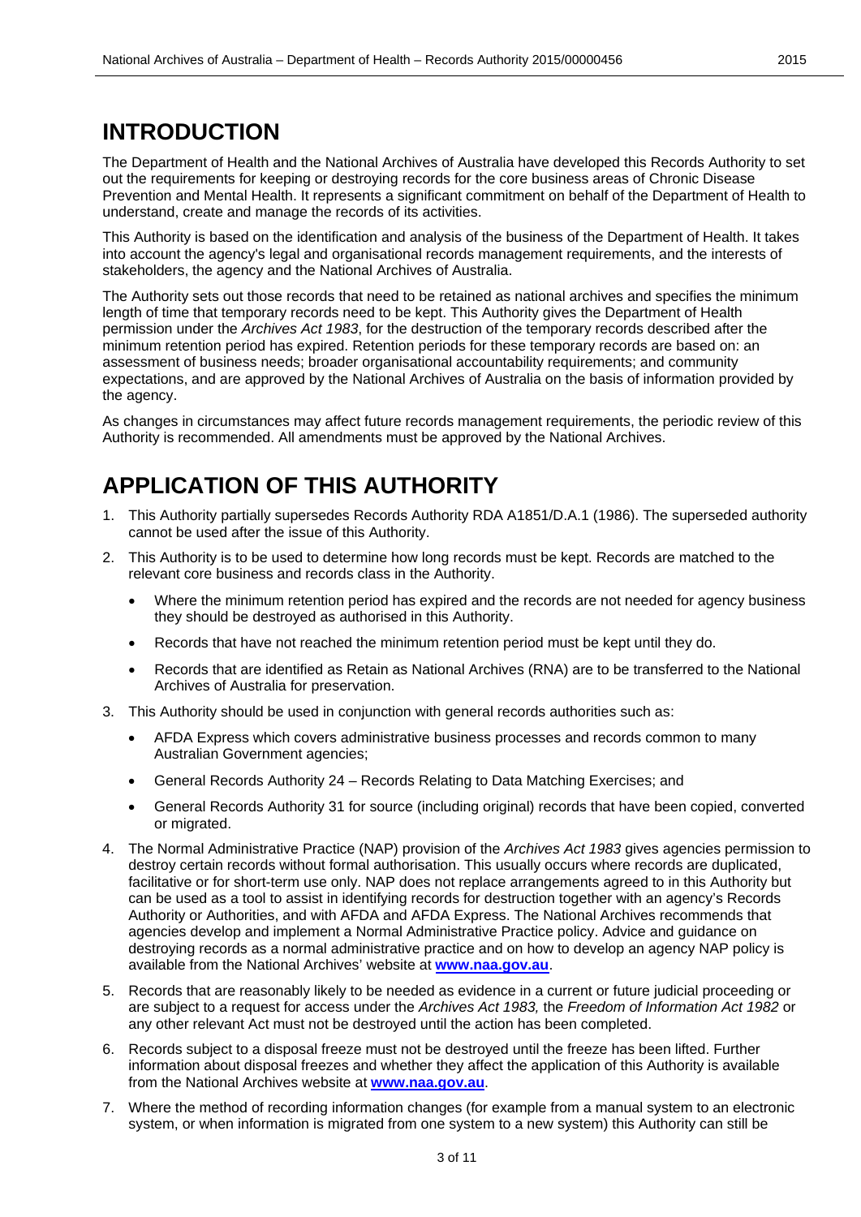# INTRODUCTION

The Department of Health and the National Archives of Australia have developed this Records Authority to set out the requirements for keeping or destroying records for the core business areas of Chronic Disease Prevention and Mental Health. It represents a significant commitment on behalf of the Department of Health to understand, create and manage the records of its activities.

This Authority is based on the identification and analysis of the business of the Department of Health. It takes into account the agency's legal and organisational records management requirements, and the interests of stakeholders, the agency and the National Archives of Australia.

The Authority sets out those records that need to be retained as national archives and specifies the minimum length of time that temporary records need to be kept. This Authority gives the Department of Health permission under the *Archives Act 1983*, for the destruction of the temporary records described after the minimum retention period has expired. Retention periods for these temporary records are based on: an assessment of business needs; broader organisational accountability requirements; and community expectations, and are approved by the National Archives of Australia on the basis of information provided by the agency.

As changes in circumstances may affect future records management requirements, the periodic review of this Authority is recommended. All amendments must be approved by the National Archives.

# APPLICATION OF THIS AUTHORITY

1. This Authority partially supersedes Records Authority RDA A1851/D.A.1 (1986). The superseded authority cannot be used after the issue of this Authority.
2. This Authority is to be used to determine how long records must be kept. Records are matched to the relevant core business and records class in the Authority.
    - Where the minimum retention period has expired and the records are not needed for agency business they should be destroyed as authorised in this Authority.
    - Records that have not reached the minimum retention period must be kept until they do.
    - Records that are identified as Retain as National Archives (RNA) are to be transferred to the National Archives of Australia for preservation.
3. This Authority should be used in conjunction with general records authorities such as:
    - AFDA Express which covers administrative business processes and records common to many Australian Government agencies;
    - General Records Authority 24 – Records Relating to Data Matching Exercises; and
    - General Records Authority 31 for source (including original) records that have been copied, converted or migrated.
4. The Normal Administrative Practice (NAP) provision of the *Archives Act 1983* gives agencies permission to destroy certain records without formal authorisation. This usually occurs where records are duplicated, facilitative or for short-term use only. NAP does not replace arrangements agreed to in this Authority but can be used as a tool to assist in identifying records for destruction together with an agency's Records Authority or Authorities, and with AFDA and AFDA Express. The National Archives recommends that agencies develop and implement a Normal Administrative Practice policy. Advice and guidance on destroying records as a normal administrative practice and on how to develop an agency NAP policy is available from the National Archives' website at **www.naa.gov.au**.
5. Records that are reasonably likely to be needed as evidence in a current or future judicial proceeding or are subject to a request for access under the *Archives Act 1983,* the *Freedom of Information Act 1982* or any other relevant Act must not be destroyed until the action has been completed.
6. Records subject to a disposal freeze must not be destroyed until the freeze has been lifted. Further information about disposal freezes and whether they affect the application of this Authority is available from the National Archives website at **www.naa.gov.au**.
7. Where the method of recording information changes (for example from a manual system to an electronic system, or when information is migrated from one system to a new system) this Authority can still be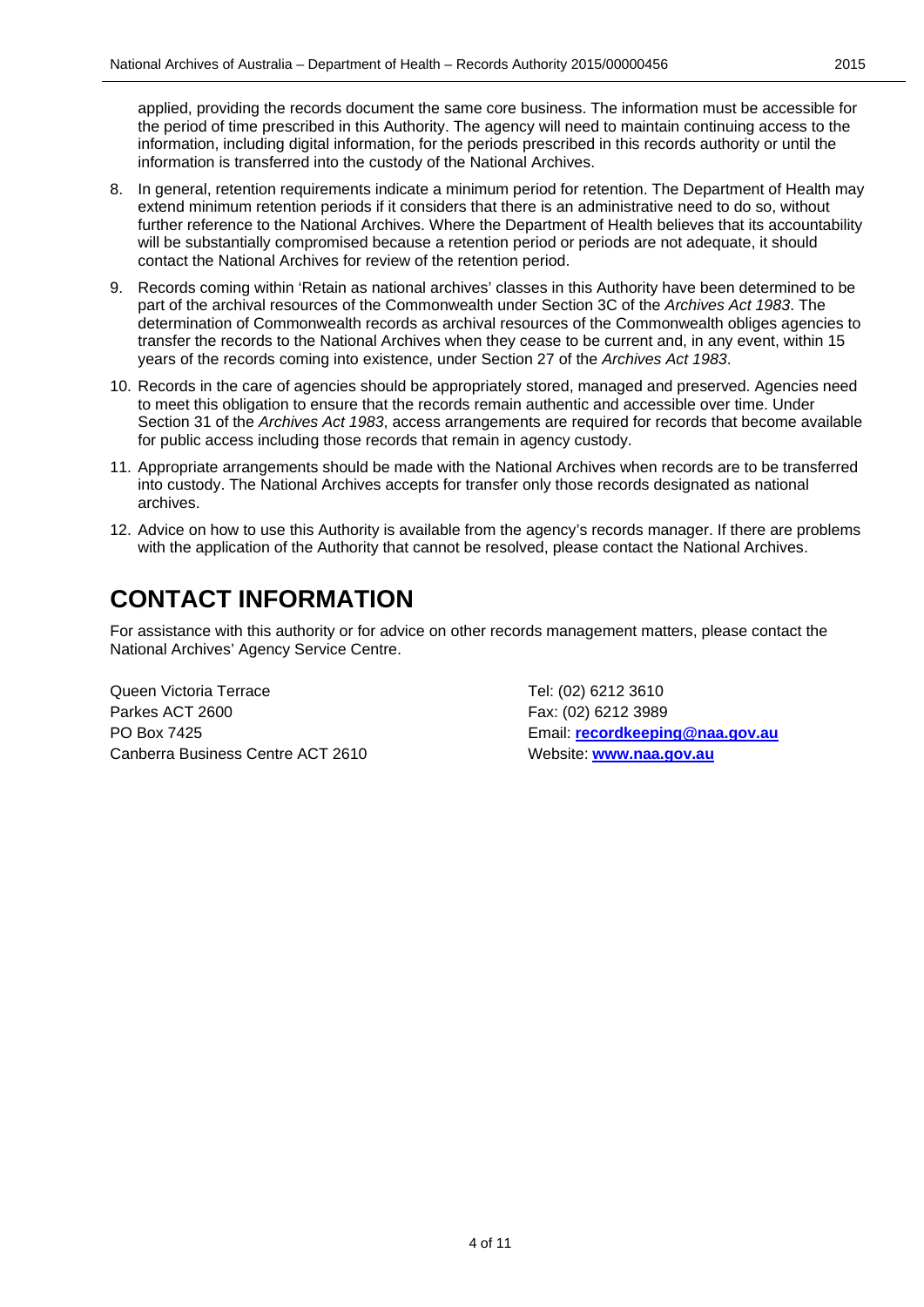applied, providing the records document the same core business. The information must be accessible for the period of time prescribed in this Authority. The agency will need to maintain continuing access to the information, including digital information, for the periods prescribed in this records authority or until the information is transferred into the custody of the National Archives.

8. In general, retention requirements indicate a minimum period for retention. The Department of Health may extend minimum retention periods if it considers that there is an administrative need to do so, without further reference to the National Archives. Where the Department of Health believes that its accountability will be substantially compromised because a retention period or periods are not adequate, it should contact the National Archives for review of the retention period.
9. Records coming within 'Retain as national archives' classes in this Authority have been determined to be part of the archival resources of the Commonwealth under Section 3C of the *Archives Act 1983*. The determination of Commonwealth records as archival resources of the Commonwealth obliges agencies to transfer the records to the National Archives when they cease to be current and, in any event, within 15 years of the records coming into existence, under Section 27 of the *Archives Act 1983*.
10. Records in the care of agencies should be appropriately stored, managed and preserved. Agencies need to meet this obligation to ensure that the records remain authentic and accessible over time. Under Section 31 of the *Archives Act 1983*, access arrangements are required for records that become available for public access including those records that remain in agency custody.
11. Appropriate arrangements should be made with the National Archives when records are to be transferred into custody. The National Archives accepts for transfer only those records designated as national archives.
12. Advice on how to use this Authority is available from the agency's records manager. If there are problems with the application of the Authority that cannot be resolved, please contact the National Archives.

# CONTACT INFORMATION

For assistance with this authority or for advice on other records management matters, please contact the National Archives' Agency Service Centre.

Queen Victoria Terrace
Parkes ACT 2600
PO Box 7425
Canberra Business Centre ACT 2610

Tel: (02) 6212 3610
Fax: (02) 6212 3989
Email: **recordkeeping@naa.gov.au**
Website: **www.naa.gov.au**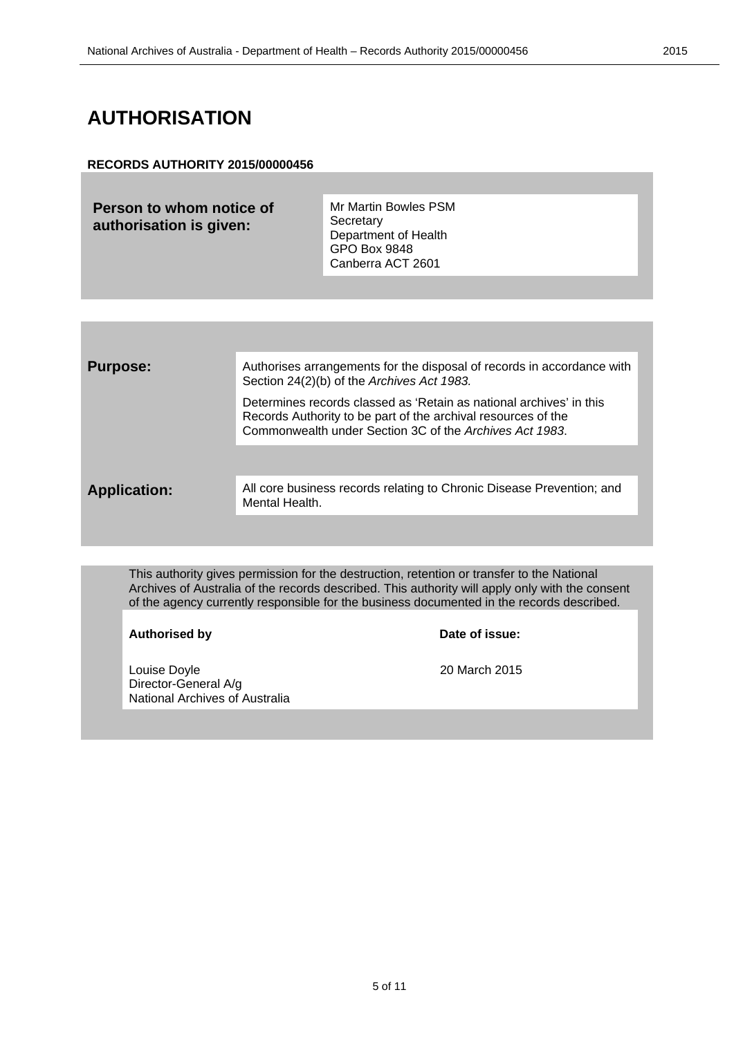# AUTHORISATION

**RECORDS AUTHORITY 2015/00000456**

| **Person to whom notice of authorisation is given:** | Mr Martin Bowles PSM<br>Secretary<br>Department of Health<br>GPO Box 9848<br>Canberra ACT 2601 |
|---|---|

| | |
|---|---|
| **Purpose:** | Authorises arrangements for the disposal of records in accordance with Section 24(2)(b) of the *Archives Act 1983.*<br><br>Determines records classed as 'Retain as national archives' in this Records Authority to be part of the archival resources of the Commonwealth under Section 3C of the *Archives Act 1983*. |
| **Application:** | All core business records relating to Chronic Disease Prevention; and Mental Health. |

This authority gives permission for the destruction, retention or transfer to the National Archives of Australia of the records described. This authority will apply only with the consent of the agency currently responsible for the business documented in the records described.

| **Authorised by** | **Date of issue:** |
|---|---|
| Louise Doyle<br>Director-General A/g<br>National Archives of Australia | 20 March 2015 |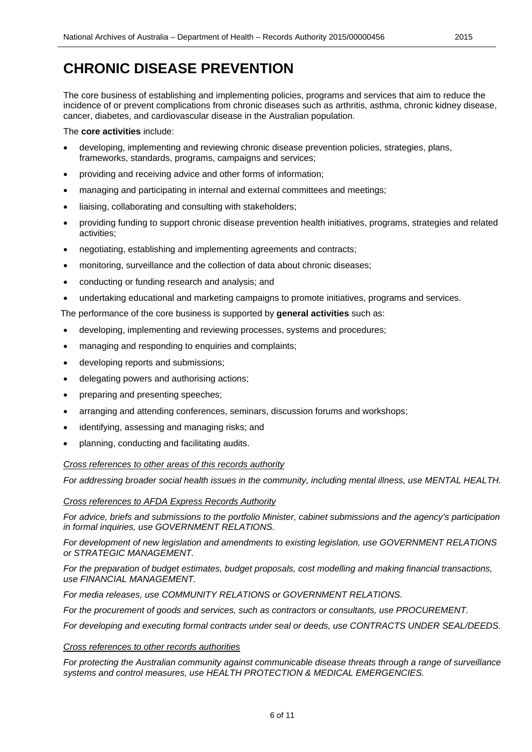# CHRONIC DISEASE PREVENTION

The core business of establishing and implementing policies, programs and services that aim to reduce the incidence of or prevent complications from chronic diseases such as arthritis, asthma, chronic kidney disease, cancer, diabetes, and cardiovascular disease in the Australian population.

The **core activities** include:

- developing, implementing and reviewing chronic disease prevention policies, strategies, plans, frameworks, standards, programs, campaigns and services;
- providing and receiving advice and other forms of information;
- managing and participating in internal and external committees and meetings;
- liaising, collaborating and consulting with stakeholders;
- providing funding to support chronic disease prevention health initiatives, programs, strategies and related activities;
- negotiating, establishing and implementing agreements and contracts;
- monitoring, surveillance and the collection of data about chronic diseases;
- conducting or funding research and analysis; and
- undertaking educational and marketing campaigns to promote initiatives, programs and services.

The performance of the core business is supported by **general activities** such as:

- developing, implementing and reviewing processes, systems and procedures;
- managing and responding to enquiries and complaints;
- developing reports and submissions;
- delegating powers and authorising actions;
- preparing and presenting speeches;
- arranging and attending conferences, seminars, discussion forums and workshops;
- identifying, assessing and managing risks; and
- planning, conducting and facilitating audits.

*Cross references to other areas of this records authority*

*For addressing broader social health issues in the community, including mental illness, use MENTAL HEALTH.*

*Cross references to AFDA Express Records Authority*

*For advice, briefs and submissions to the portfolio Minister, cabinet submissions and the agency's participation in formal inquiries, use GOVERNMENT RELATIONS.*

*For development of new legislation and amendments to existing legislation, use GOVERNMENT RELATIONS or STRATEGIC MANAGEMENT.*

*For the preparation of budget estimates, budget proposals, cost modelling and making financial transactions, use FINANCIAL MANAGEMENT.*

*For media releases, use COMMUNITY RELATIONS or GOVERNMENT RELATIONS.*

*For the procurement of goods and services, such as contractors or consultants, use PROCUREMENT.*

*For developing and executing formal contracts under seal or deeds, use CONTRACTS UNDER SEAL/DEEDS.*

*Cross references to other records authorities*

*For protecting the Australian community against communicable disease threats through a range of surveillance systems and control measures, use HEALTH PROTECTION & MEDICAL EMERGENCIES.*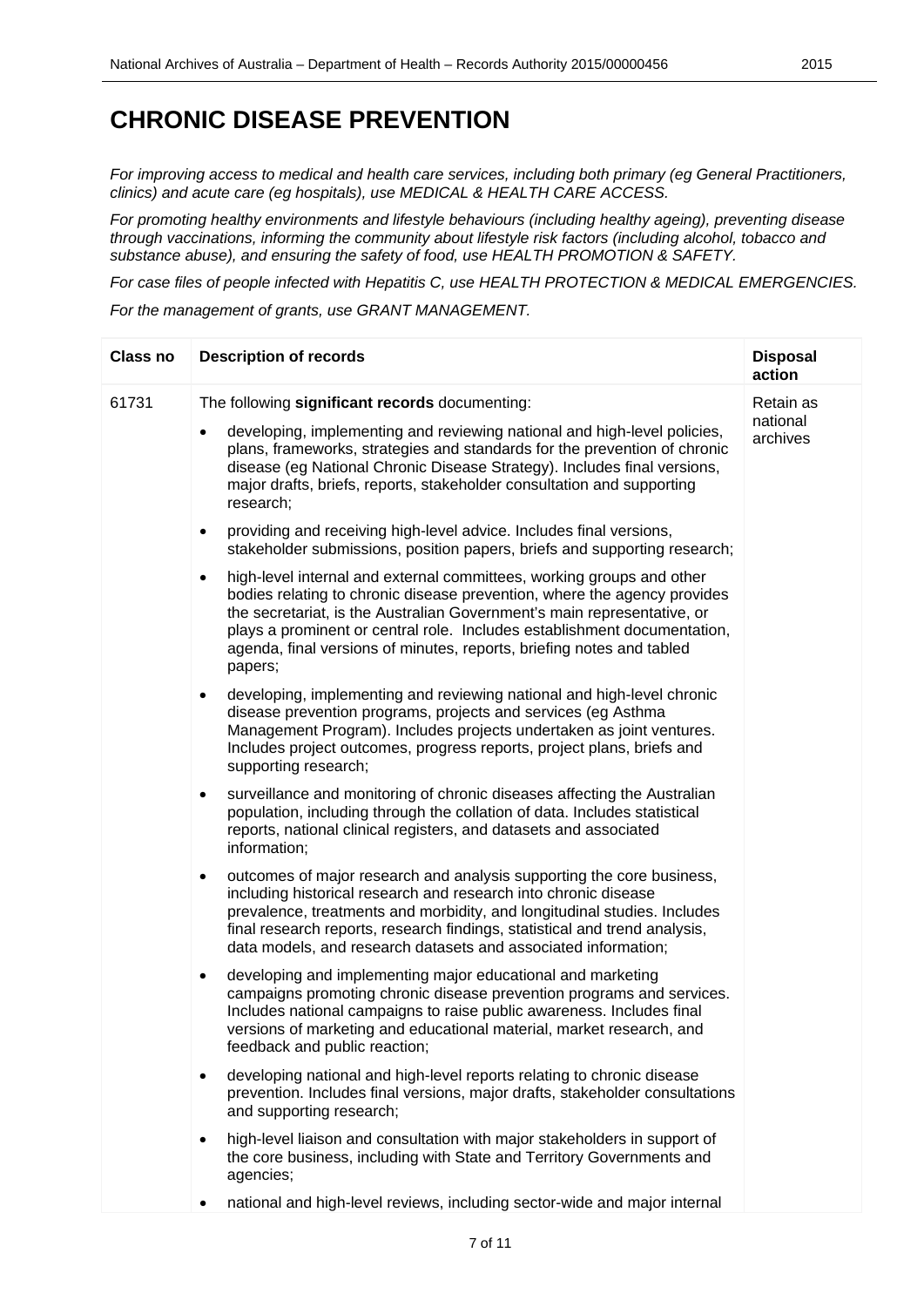# CHRONIC DISEASE PREVENTION

*For improving access to medical and health care services, including both primary (eg General Practitioners, clinics) and acute care (eg hospitals), use MEDICAL & HEALTH CARE ACCESS.*

*For promoting healthy environments and lifestyle behaviours (including healthy ageing), preventing disease through vaccinations, informing the community about lifestyle risk factors (including alcohol, tobacco and substance abuse), and ensuring the safety of food, use HEALTH PROMOTION & SAFETY.*

*For case files of people infected with Hepatitis C, use HEALTH PROTECTION & MEDICAL EMERGENCIES.*

*For the management of grants, use GRANT MANAGEMENT.*

| Class no | Description of records | Disposal action |
|---|---|---|
| 61731 | The following **significant records** documenting:<br>• developing, implementing and reviewing national and high-level policies, plans, frameworks, strategies and standards for the prevention of chronic disease (eg National Chronic Disease Strategy). Includes final versions, major drafts, briefs, reports, stakeholder consultation and supporting research;<br>• providing and receiving high-level advice. Includes final versions, stakeholder submissions, position papers, briefs and supporting research;<br>• high-level internal and external committees, working groups and other bodies relating to chronic disease prevention, where the agency provides the secretariat, is the Australian Government's main representative, or plays a prominent or central role. Includes establishment documentation, agenda, final versions of minutes, reports, briefing notes and tabled papers;<br>• developing, implementing and reviewing national and high-level chronic disease prevention programs, projects and services (eg Asthma Management Program). Includes projects undertaken as joint ventures. Includes project outcomes, progress reports, project plans, briefs and supporting research;<br>• surveillance and monitoring of chronic diseases affecting the Australian population, including through the collation of data. Includes statistical reports, national clinical registers, and datasets and associated information;<br>• outcomes of major research and analysis supporting the core business, including historical research and research into chronic disease prevalence, treatments and morbidity, and longitudinal studies. Includes final research reports, research findings, statistical and trend analysis, data models, and research datasets and associated information;<br>• developing and implementing major educational and marketing campaigns promoting chronic disease prevention programs and services. Includes national campaigns to raise public awareness. Includes final versions of marketing and educational material, market research, and feedback and public reaction;<br>• developing national and high-level reports relating to chronic disease prevention. Includes final versions, major drafts, stakeholder consultations and supporting research;<br>• high-level liaison and consultation with major stakeholders in support of the core business, including with State and Territory Governments and agencies;<br>• national and high-level reviews, including sector-wide and major internal | Retain as national archives |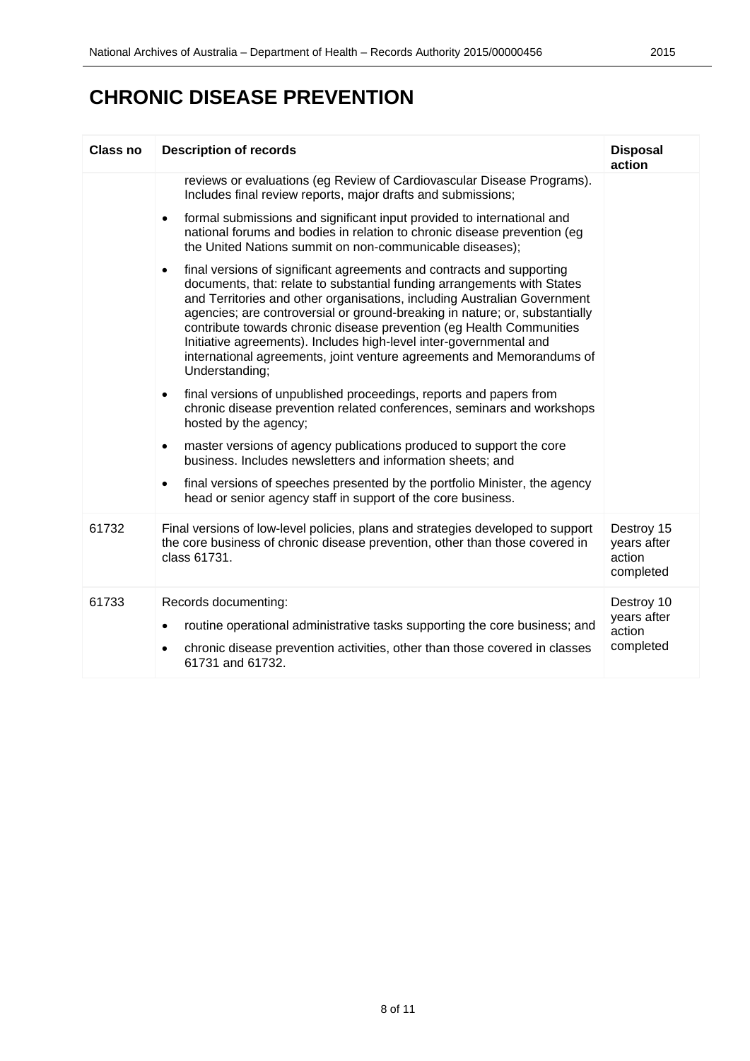# CHRONIC DISEASE PREVENTION

| Class no | Description of records | Disposal action |
|---|---|---|
| | reviews or evaluations (eg Review of Cardiovascular Disease Programs). Includes final review reports, major drafts and submissions;<br>• formal submissions and significant input provided to international and national forums and bodies in relation to chronic disease prevention (eg the United Nations summit on non-communicable diseases);<br>• final versions of significant agreements and contracts and supporting documents, that: relate to substantial funding arrangements with States and Territories and other organisations, including Australian Government agencies; are controversial or ground-breaking in nature; or, substantially contribute towards chronic disease prevention (eg Health Communities Initiative agreements). Includes high-level inter-governmental and international agreements, joint venture agreements and Memorandums of Understanding;<br>• final versions of unpublished proceedings, reports and papers from chronic disease prevention related conferences, seminars and workshops hosted by the agency;<br>• master versions of agency publications produced to support the core business. Includes newsletters and information sheets; and<br>• final versions of speeches presented by the portfolio Minister, the agency head or senior agency staff in support of the core business. | |
| 61732 | Final versions of low-level policies, plans and strategies developed to support the core business of chronic disease prevention, other than those covered in class 61731. | Destroy 15 years after action completed |
| 61733 | Records documenting:<br>• routine operational administrative tasks supporting the core business; and<br>• chronic disease prevention activities, other than those covered in classes 61731 and 61732. | Destroy 10 years after action completed |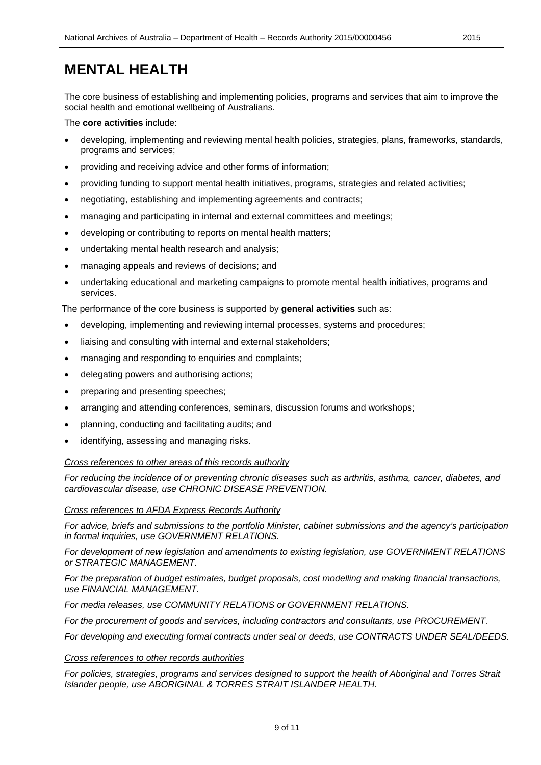# MENTAL HEALTH

The core business of establishing and implementing policies, programs and services that aim to improve the social health and emotional wellbeing of Australians.

The **core activities** include:

- developing, implementing and reviewing mental health policies, strategies, plans, frameworks, standards, programs and services;
- providing and receiving advice and other forms of information;
- providing funding to support mental health initiatives, programs, strategies and related activities;
- negotiating, establishing and implementing agreements and contracts;
- managing and participating in internal and external committees and meetings;
- developing or contributing to reports on mental health matters;
- undertaking mental health research and analysis;
- managing appeals and reviews of decisions; and
- undertaking educational and marketing campaigns to promote mental health initiatives, programs and services.

The performance of the core business is supported by **general activities** such as:

- developing, implementing and reviewing internal processes, systems and procedures;
- liaising and consulting with internal and external stakeholders;
- managing and responding to enquiries and complaints;
- delegating powers and authorising actions;
- preparing and presenting speeches;
- arranging and attending conferences, seminars, discussion forums and workshops;
- planning, conducting and facilitating audits; and
- identifying, assessing and managing risks.

*Cross references to other areas of this records authority*

*For reducing the incidence of or preventing chronic diseases such as arthritis, asthma, cancer, diabetes, and cardiovascular disease, use CHRONIC DISEASE PREVENTION.*

*Cross references to AFDA Express Records Authority*

*For advice, briefs and submissions to the portfolio Minister, cabinet submissions and the agency's participation in formal inquiries, use GOVERNMENT RELATIONS.*

*For development of new legislation and amendments to existing legislation, use GOVERNMENT RELATIONS or STRATEGIC MANAGEMENT.*

*For the preparation of budget estimates, budget proposals, cost modelling and making financial transactions, use FINANCIAL MANAGEMENT.*

*For media releases, use COMMUNITY RELATIONS or GOVERNMENT RELATIONS.*

*For the procurement of goods and services, including contractors and consultants, use PROCUREMENT.*

*For developing and executing formal contracts under seal or deeds, use CONTRACTS UNDER SEAL/DEEDS.*

*Cross references to other records authorities*

*For policies, strategies, programs and services designed to support the health of Aboriginal and Torres Strait Islander people, use ABORIGINAL & TORRES STRAIT ISLANDER HEALTH.*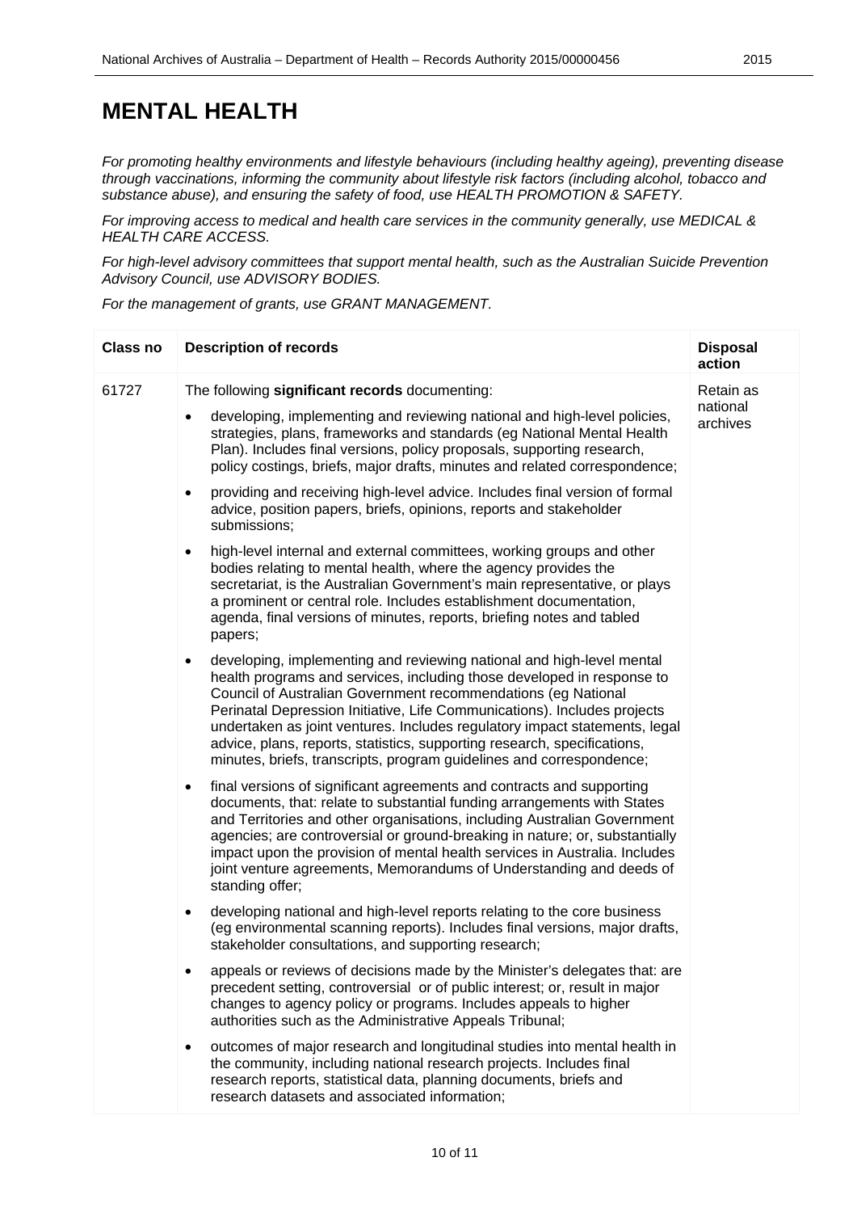# MENTAL HEALTH

*For promoting healthy environments and lifestyle behaviours (including healthy ageing), preventing disease through vaccinations, informing the community about lifestyle risk factors (including alcohol, tobacco and substance abuse), and ensuring the safety of food, use HEALTH PROMOTION & SAFETY.*

*For improving access to medical and health care services in the community generally, use MEDICAL & HEALTH CARE ACCESS.*

*For high-level advisory committees that support mental health, such as the Australian Suicide Prevention Advisory Council, use ADVISORY BODIES.*

*For the management of grants, use GRANT MANAGEMENT.*

| Class no | Description of records | Disposal action |
|---|---|---|
| 61727 | The following **significant records** documenting:<br>• developing, implementing and reviewing national and high-level policies, strategies, plans, frameworks and standards (eg National Mental Health Plan). Includes final versions, policy proposals, supporting research, policy costings, briefs, major drafts, minutes and related correspondence;<br>• providing and receiving high-level advice. Includes final version of formal advice, position papers, briefs, opinions, reports and stakeholder submissions;<br>• high-level internal and external committees, working groups and other bodies relating to mental health, where the agency provides the secretariat, is the Australian Government's main representative, or plays a prominent or central role. Includes establishment documentation, agenda, final versions of minutes, reports, briefing notes and tabled papers;<br>• developing, implementing and reviewing national and high-level mental health programs and services, including those developed in response to Council of Australian Government recommendations (eg National Perinatal Depression Initiative, Life Communications). Includes projects undertaken as joint ventures. Includes regulatory impact statements, legal advice, plans, reports, statistics, supporting research, specifications, minutes, briefs, transcripts, program guidelines and correspondence;<br>• final versions of significant agreements and contracts and supporting documents, that: relate to substantial funding arrangements with States and Territories and other organisations, including Australian Government agencies; are controversial or ground-breaking in nature; or, substantially impact upon the provision of mental health services in Australia. Includes joint venture agreements, Memorandums of Understanding and deeds of standing offer;<br>• developing national and high-level reports relating to the core business (eg environmental scanning reports). Includes final versions, major drafts, stakeholder consultations, and supporting research;<br>• appeals or reviews of decisions made by the Minister's delegates that: are precedent setting, controversial or of public interest; or, result in major changes to agency policy or programs. Includes appeals to higher authorities such as the Administrative Appeals Tribunal;<br>• outcomes of major research and longitudinal studies into mental health in the community, including national research projects. Includes final research reports, statistical data, planning documents, briefs and research datasets and associated information; | Retain as national archives |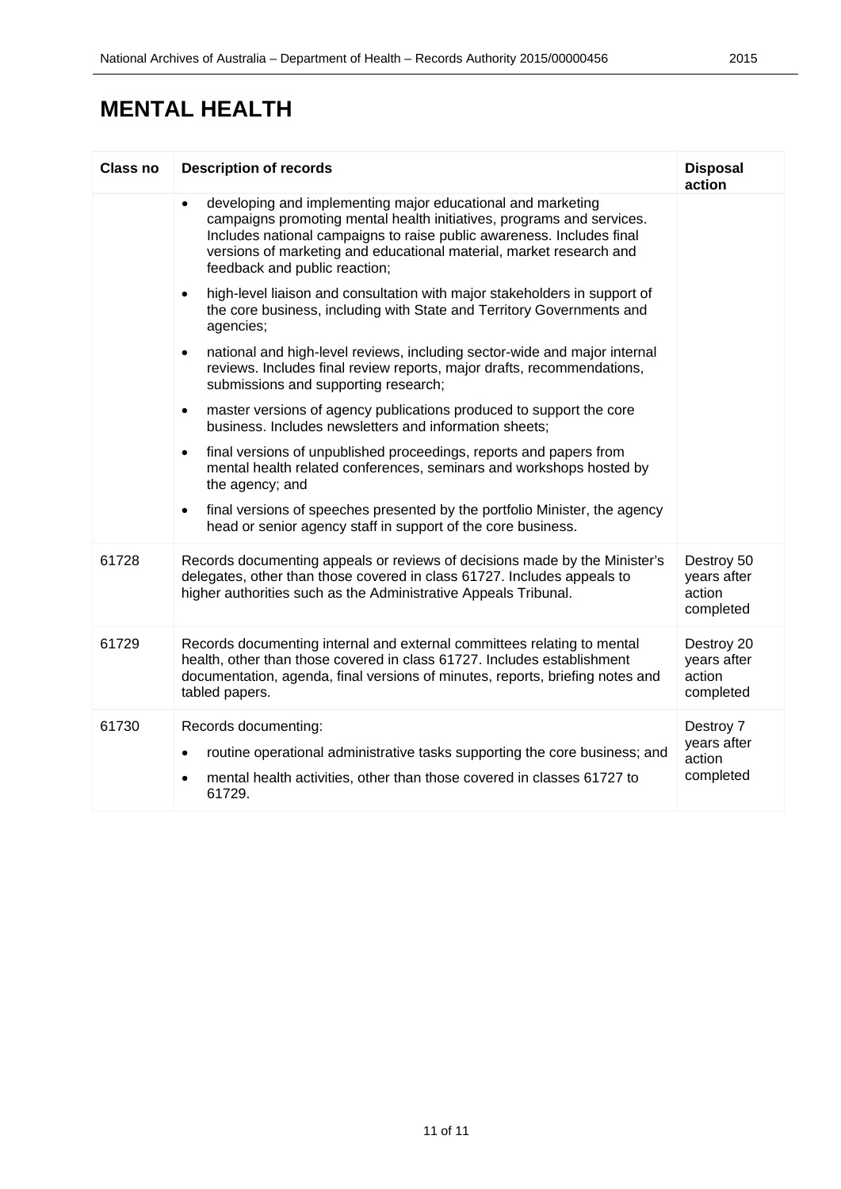# MENTAL HEALTH

| Class no | Description of records | Disposal action |
|---|---|---|
| | • developing and implementing major educational and marketing campaigns promoting mental health initiatives, programs and services. Includes national campaigns to raise public awareness. Includes final versions of marketing and educational material, market research and feedback and public reaction;<br>• high-level liaison and consultation with major stakeholders in support of the core business, including with State and Territory Governments and agencies;<br>• national and high-level reviews, including sector-wide and major internal reviews. Includes final review reports, major drafts, recommendations, submissions and supporting research;<br>• master versions of agency publications produced to support the core business. Includes newsletters and information sheets;<br>• final versions of unpublished proceedings, reports and papers from mental health related conferences, seminars and workshops hosted by the agency; and<br>• final versions of speeches presented by the portfolio Minister, the agency head or senior agency staff in support of the core business. | |
| 61728 | Records documenting appeals or reviews of decisions made by the Minister's delegates, other than those covered in class 61727. Includes appeals to higher authorities such as the Administrative Appeals Tribunal. | Destroy 50 years after action completed |
| 61729 | Records documenting internal and external committees relating to mental health, other than those covered in class 61727. Includes establishment documentation, agenda, final versions of minutes, reports, briefing notes and tabled papers. | Destroy 20 years after action completed |
| 61730 | Records documenting:<br>• routine operational administrative tasks supporting the core business; and<br>• mental health activities, other than those covered in classes 61727 to 61729. | Destroy 7 years after action completed |